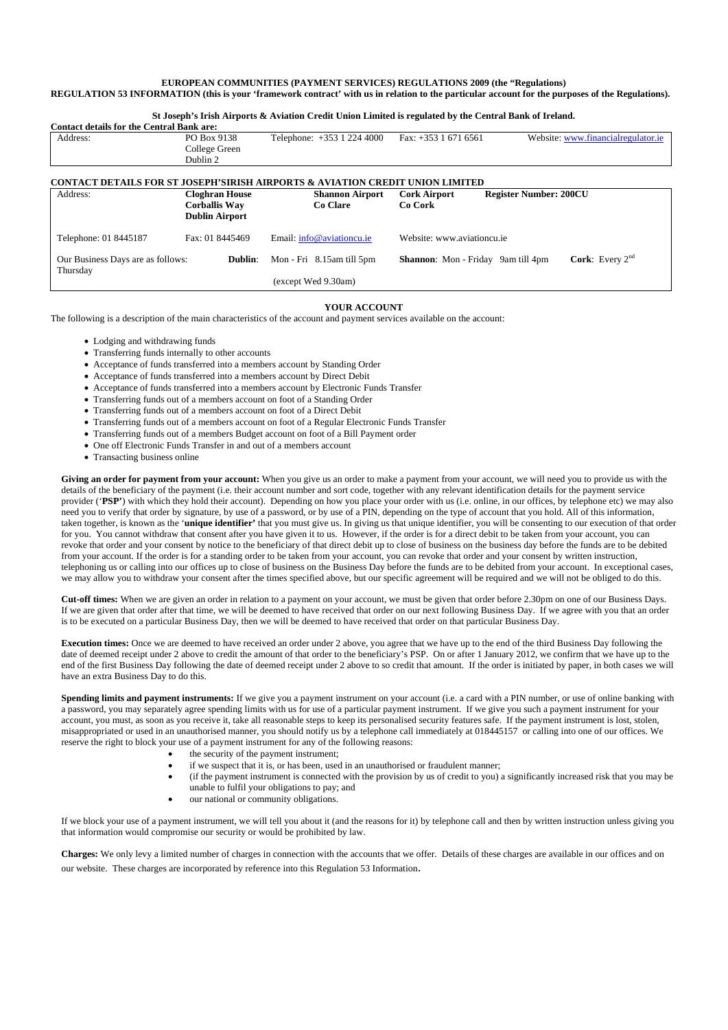**EUROPEAN COMMUNITIES (PAYMENT SERVICES) REGULATIONS 2009 (the "Regulations)**

**REGULATION 53 INFORMATION (this is your 'framework contract' with us in relation to the particular account for the purposes of the Regulations).**

**St Joseph's Irish Airports & Aviation Credit Union Limited is regulated by the Central Bank of Ireland.**

**Contact details for the Central Bank are:**

| Address: | PO Box 9138<br>College Green<br>Dublin 2 | Telephone: +353 1 224 4000 | Fax: +353 1 671 6561 | Website: www.financialregulator.ie |
|---|---|---|---|---|

**CONTACT DETAILS FOR ST JOSEPH'SIRISH AIRPORTS & AVIATION CREDIT UNION LIMITED**

| Address: | **Cloghran House**<br>**Corballis Way**<br>**Dublin Airport** | **Shannon Airport**<br>**Co Clare** | **Cork Airport**<br>**Co Cork** | **Register Number: 200CU** | |
|---|---|---|---|---|---|
| Telephone: 01 8445187 | Fax: 01 8445469 | Email: info@aviationcu.ie | Website: www.aviationcu.ie | | |
| Our Business Days are as follows: | **Dublin**: | Mon - Fri 8.15am till 5pm<br>(except Wed 9.30am) | **Shannon**: Mon - Friday 9am till 4pm | | **Cork**: Every 2nd Thursday |

**YOUR ACCOUNT**

The following is a description of the main characteristics of the account and payment services available on the account:

- Lodging and withdrawing funds
- Transferring funds internally to other accounts
- Acceptance of funds transferred into a members account by Standing Order
- Acceptance of funds transferred into a members account by Direct Debit
- Acceptance of funds transferred into a members account by Electronic Funds Transfer
- Transferring funds out of a members account on foot of a Standing Order
- Transferring funds out of a members account on foot of a Direct Debit
- Transferring funds out of a members account on foot of a Regular Electronic Funds Transfer
- Transferring funds out of a members Budget account on foot of a Bill Payment order
- One off Electronic Funds Transfer in and out of a members account
- Transacting business online

**Giving an order for payment from your account:** When you give us an order to make a payment from your account, we will need you to provide us with the details of the beneficiary of the payment (i.e. their account number and sort code, together with any relevant identification details for the payment service provider ('**PSP**') with which they hold their account). Depending on how you place your order with us (i.e. online, in our offices, by telephone etc) we may also need you to verify that order by signature, by use of a password, or by use of a PIN, depending on the type of account that you hold. All of this information, taken together, is known as the '**unique identifier'** that you must give us. In giving us that unique identifier, you will be consenting to our execution of that order for you. You cannot withdraw that consent after you have given it to us. However, if the order is for a direct debit to be taken from your account, you can revoke that order and your consent by notice to the beneficiary of that direct debit up to close of business on the business day before the funds are to be debited from your account. If the order is for a standing order to be taken from your account, you can revoke that order and your consent by written instruction, telephoning us or calling into our offices up to close of business on the Business Day before the funds are to be debited from your account. In exceptional cases, we may allow you to withdraw your consent after the times specified above, but our specific agreement will be required and we will not be obliged to do this.

**Cut-off times:** When we are given an order in relation to a payment on your account, we must be given that order before 2.30pm on one of our Business Days. If we are given that order after that time, we will be deemed to have received that order on our next following Business Day. If we agree with you that an order is to be executed on a particular Business Day, then we will be deemed to have received that order on that particular Business Day.

**Execution times:** Once we are deemed to have received an order under 2 above, you agree that we have up to the end of the third Business Day following the date of deemed receipt under 2 above to credit the amount of that order to the beneficiary's PSP. On or after 1 January 2012, we confirm that we have up to the end of the first Business Day following the date of deemed receipt under 2 above to so credit that amount. If the order is initiated by paper, in both cases we will have an extra Business Day to do this.

**Spending limits and payment instruments:** If we give you a payment instrument on your account (i.e. a card with a PIN number, or use of online banking with a password, you may separately agree spending limits with us for use of a particular payment instrument. If we give you such a payment instrument for your account, you must, as soon as you receive it, take all reasonable steps to keep its personalised security features safe. If the payment instrument is lost, stolen, misappropriated or used in an unauthorised manner, you should notify us by a telephone call immediately at 018445157 or calling into one of our offices. We reserve the right to block your use of a payment instrument for any of the following reasons:

- the security of the payment instrument;
- if we suspect that it is, or has been, used in an unauthorised or fraudulent manner;
- (if the payment instrument is connected with the provision by us of credit to you) a significantly increased risk that you may be unable to fulfil your obligations to pay; and
- our national or community obligations.

If we block your use of a payment instrument, we will tell you about it (and the reasons for it) by telephone call and then by written instruction unless giving you that information would compromise our security or would be prohibited by law.

**Charges:** We only levy a limited number of charges in connection with the accounts that we offer. Details of these charges are available in our offices and on our website. These charges are incorporated by reference into this Regulation 53 Information.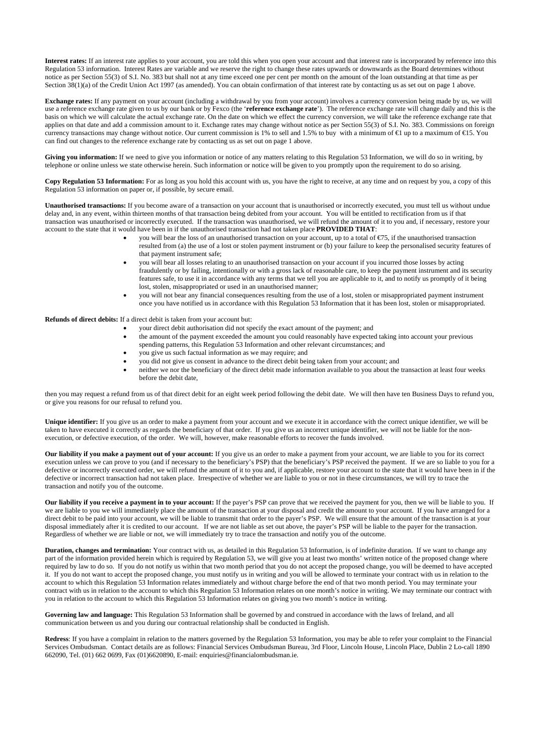**Interest rates:** If an interest rate applies to your account, you are told this when you open your account and that interest rate is incorporated by reference into this Regulation 53 information. Interest Rates are variable and we reserve the right to change these rates upwards or downwards as the Board determines without notice as per Section 55(3) of S.I. No. 383 but shall not at any time exceed one per cent per month on the amount of the loan outstanding at that time as per Section 38(1)(a) of the Credit Union Act 1997 (as amended). You can obtain confirmation of that interest rate by contacting us as set out on page 1 above.

**Exchange rates:** If any payment on your account (including a withdrawal by you from your account) involves a currency conversion being made by us, we will use a reference exchange rate given to us by our bank or by Fexco (the '**reference exchange rate**'). The reference exchange rate will change daily and this is the basis on which we will calculate the actual exchange rate. On the date on which we effect the currency conversion, we will take the reference exchange rate that applies on that date and add a commission amount to it. Exchange rates may change without notice as per Section 55(3) of S.I. No. 383. Commissions on foreign currency transactions may change without notice. Our current commission is 1% to sell and 1.5% to buy with a minimum of €1 up to a maximum of €15. You can find out changes to the reference exchange rate by contacting us as set out on page 1 above.

**Giving you information:** If we need to give you information or notice of any matters relating to this Regulation 53 Information, we will do so in writing, by telephone or online unless we state otherwise herein. Such information or notice will be given to you promptly upon the requirement to do so arising.

**Copy Regulation 53 Information:** For as long as you hold this account with us, you have the right to receive, at any time and on request by you, a copy of this Regulation 53 information on paper or, if possible, by secure email.

**Unauthorised transactions:** If you become aware of a transaction on your account that is unauthorised or incorrectly executed, you must tell us without undue delay and, in any event, within thirteen months of that transaction being debited from your account. You will be entitled to rectification from us if that transaction was unauthorised or incorrectly executed. If the transaction was unauthorised, we will refund the amount of it to you and, if necessary, restore your account to the state that it would have been in if the unauthorised transaction had not taken place **PROVIDED THAT**:

- you will bear the loss of an unauthorised transaction on your account, up to a total of €75, if the unauthorised transaction resulted from (a) the use of a lost or stolen payment instrument or (b) your failure to keep the personalised security features of that payment instrument safe;
- you will bear all losses relating to an unauthorised transaction on your account if you incurred those losses by acting fraudulently or by failing, intentionally or with a gross lack of reasonable care, to keep the payment instrument and its security features safe, to use it in accordance with any terms that we tell you are applicable to it, and to notify us promptly of it being lost, stolen, misappropriated or used in an unauthorised manner;
- you will not bear any financial consequences resulting from the use of a lost, stolen or misappropriated payment instrument once you have notified us in accordance with this Regulation 53 Information that it has been lost, stolen or misappropriated.

**Refunds of direct debits:** If a direct debit is taken from your account but:

- your direct debit authorisation did not specify the exact amount of the payment; and
- the amount of the payment exceeded the amount you could reasonably have expected taking into account your previous spending patterns, this Regulation 53 Information and other relevant circumstances; and
- you give us such factual information as we may require; and
- you did not give us consent in advance to the direct debit being taken from your account; and
- neither we nor the beneficiary of the direct debit made information available to you about the transaction at least four weeks before the debit date,

then you may request a refund from us of that direct debit for an eight week period following the debit date. We will then have ten Business Days to refund you, or give you reasons for our refusal to refund you.

**Unique identifier:** If you give us an order to make a payment from your account and we execute it in accordance with the correct unique identifier, we will be taken to have executed it correctly as regards the beneficiary of that order. If you give us an incorrect unique identifier, we will not be liable for the non-execution, or defective execution, of the order. We will, however, make reasonable efforts to recover the funds involved.

**Our liability if you make a payment out of your account:** If you give us an order to make a payment from your account, we are liable to you for its correct execution unless we can prove to you (and if necessary to the beneficiary's PSP) that the beneficiary's PSP received the payment. If we are so liable to you for a defective or incorrectly executed order, we will refund the amount of it to you and, if applicable, restore your account to the state that it would have been in if the defective or incorrect transaction had not taken place. Irrespective of whether we are liable to you or not in these circumstances, we will try to trace the transaction and notify you of the outcome.

**Our liability if you receive a payment in to your account:** If the payer's PSP can prove that we received the payment for you, then we will be liable to you. If we are liable to you we will immediately place the amount of the transaction at your disposal and credit the amount to your account. If you have arranged for a direct debit to be paid into your account, we will be liable to transmit that order to the payer's PSP. We will ensure that the amount of the transaction is at your disposal immediately after it is credited to our account. If we are not liable as set out above, the payer's PSP will be liable to the payer for the transaction. Regardless of whether we are liable or not, we will immediately try to trace the transaction and notify you of the outcome.

**Duration, changes and termination:** Your contract with us, as detailed in this Regulation 53 Information, is of indefinite duration. If we want to change any part of the information provided herein which is required by Regulation 53, we will give you at least two months' written notice of the proposed change where required by law to do so. If you do not notify us within that two month period that you do not accept the proposed change, you will be deemed to have accepted it. If you do not want to accept the proposed change, you must notify us in writing and you will be allowed to terminate your contract with us in relation to the account to which this Regulation 53 Information relates immediately and without charge before the end of that two month period. You may terminate your contract with us in relation to the account to which this Regulation 53 Information relates on one month's notice in writing. We may terminate our contract with you in relation to the account to which this Regulation 53 Information relates on giving you two month's notice in writing.

**Governing law and language:** This Regulation 53 Information shall be governed by and construed in accordance with the laws of Ireland, and all communication between us and you during our contractual relationship shall be conducted in English.

**Redress**: If you have a complaint in relation to the matters governed by the Regulation 53 Information, you may be able to refer your complaint to the Financial Services Ombudsman. Contact details are as follows: Financial Services Ombudsman Bureau, 3rd Floor, Lincoln House, Lincoln Place, Dublin 2 Lo-call 1890 662090, Tel. (01) 662 0699, Fax (01)6620890, E-mail: enquiries@financialombudsman.ie.